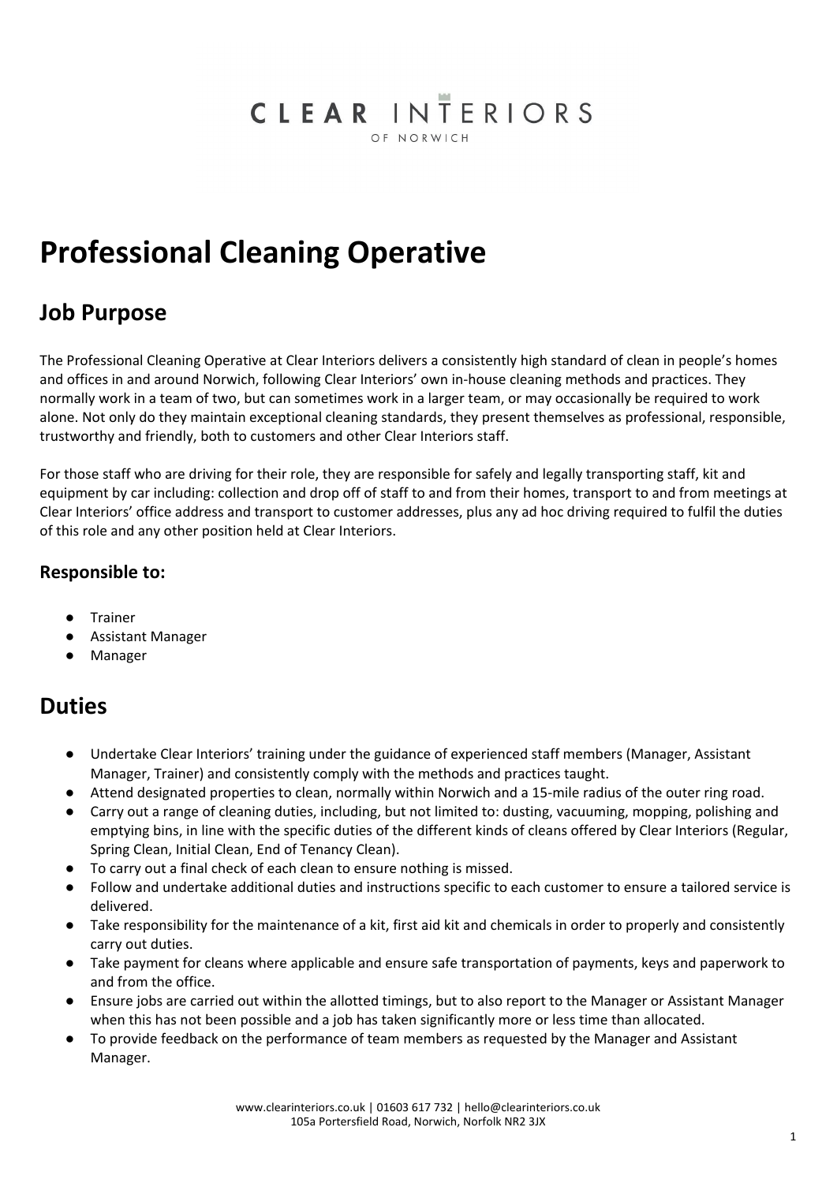CLEAR INTERIORS
OF NORWICH

# Professional Cleaning Operative

## Job Purpose

The Professional Cleaning Operative at Clear Interiors delivers a consistently high standard of clean in people's homes and offices in and around Norwich, following Clear Interiors' own in-house cleaning methods and practices. They normally work in a team of two, but can sometimes work in a larger team, or may occasionally be required to work alone. Not only do they maintain exceptional cleaning standards, they present themselves as professional, responsible, trustworthy and friendly, both to customers and other Clear Interiors staff.

For those staff who are driving for their role, they are responsible for safely and legally transporting staff, kit and equipment by car including: collection and drop off of staff to and from their homes, transport to and from meetings at Clear Interiors' office address and transport to customer addresses, plus any ad hoc driving required to fulfil the duties of this role and any other position held at Clear Interiors.

### Responsible to:

- Trainer
- Assistant Manager
- Manager

## Duties

- Undertake Clear Interiors' training under the guidance of experienced staff members (Manager, Assistant Manager, Trainer) and consistently comply with the methods and practices taught.
- Attend designated properties to clean, normally within Norwich and a 15-mile radius of the outer ring road.
- Carry out a range of cleaning duties, including, but not limited to: dusting, vacuuming, mopping, polishing and emptying bins, in line with the specific duties of the different kinds of cleans offered by Clear Interiors (Regular, Spring Clean, Initial Clean, End of Tenancy Clean).
- To carry out a final check of each clean to ensure nothing is missed.
- Follow and undertake additional duties and instructions specific to each customer to ensure a tailored service is delivered.
- Take responsibility for the maintenance of a kit, first aid kit and chemicals in order to properly and consistently carry out duties.
- Take payment for cleans where applicable and ensure safe transportation of payments, keys and paperwork to and from the office.
- Ensure jobs are carried out within the allotted timings, but to also report to the Manager or Assistant Manager when this has not been possible and a job has taken significantly more or less time than allocated.
- To provide feedback on the performance of team members as requested by the Manager and Assistant Manager.

www.clearinteriors.co.uk | 01603 617 732 | hello@clearinteriors.co.uk
105a Portersfield Road, Norwich, Norfolk NR2 3JX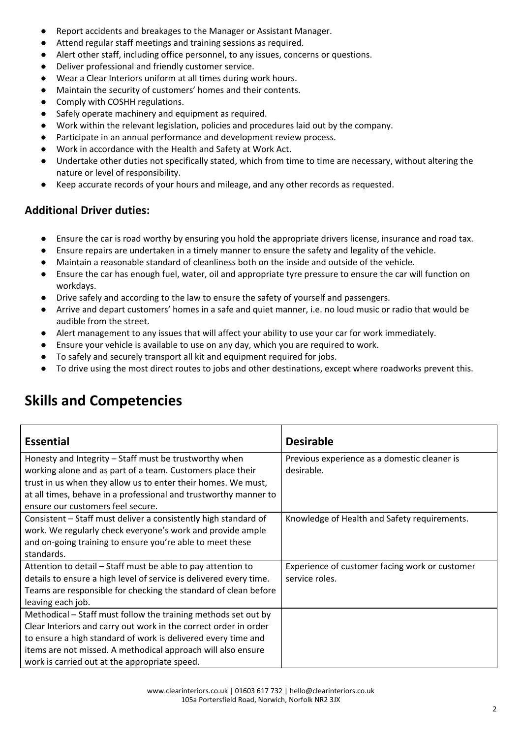- Report accidents and breakages to the Manager or Assistant Manager.
- Attend regular staff meetings and training sessions as required.
- Alert other staff, including office personnel, to any issues, concerns or questions.
- Deliver professional and friendly customer service.
- Wear a Clear Interiors uniform at all times during work hours.
- Maintain the security of customers' homes and their contents.
- Comply with COSHH regulations.
- Safely operate machinery and equipment as required.
- Work within the relevant legislation, policies and procedures laid out by the company.
- Participate in an annual performance and development review process.
- Work in accordance with the Health and Safety at Work Act.
- Undertake other duties not specifically stated, which from time to time are necessary, without altering the nature or level of responsibility.
- Keep accurate records of your hours and mileage, and any other records as requested.

### Additional Driver duties:

- Ensure the car is road worthy by ensuring you hold the appropriate drivers license, insurance and road tax.
- Ensure repairs are undertaken in a timely manner to ensure the safety and legality of the vehicle.
- Maintain a reasonable standard of cleanliness both on the inside and outside of the vehicle.
- Ensure the car has enough fuel, water, oil and appropriate tyre pressure to ensure the car will function on workdays.
- Drive safely and according to the law to ensure the safety of yourself and passengers.
- Arrive and depart customers' homes in a safe and quiet manner, i.e. no loud music or radio that would be audible from the street.
- Alert management to any issues that will affect your ability to use your car for work immediately.
- Ensure your vehicle is available to use on any day, which you are required to work.
- To safely and securely transport all kit and equipment required for jobs.
- To drive using the most direct routes to jobs and other destinations, except where roadworks prevent this.

## Skills and Competencies

| Essential | Desirable |
|---|---|
| Honesty and Integrity – Staff must be trustworthy when working alone and as part of a team. Customers place their trust in us when they allow us to enter their homes. We must, at all times, behave in a professional and trustworthy manner to ensure our customers feel secure. | Previous experience as a domestic cleaner is desirable. |
| Consistent – Staff must deliver a consistently high standard of work. We regularly check everyone's work and provide ample and on-going training to ensure you're able to meet these standards. | Knowledge of Health and Safety requirements. |
| Attention to detail – Staff must be able to pay attention to details to ensure a high level of service is delivered every time. Teams are responsible for checking the standard of clean before leaving each job. | Experience of customer facing work or customer service roles. |
| Methodical – Staff must follow the training methods set out by Clear Interiors and carry out work in the correct order in order to ensure a high standard of work is delivered every time and items are not missed. A methodical approach will also ensure work is carried out at the appropriate speed. | |

www.clearinteriors.co.uk | 01603 617 732 | hello@clearinteriors.co.uk
105a Portersfield Road, Norwich, Norfolk NR2 3JX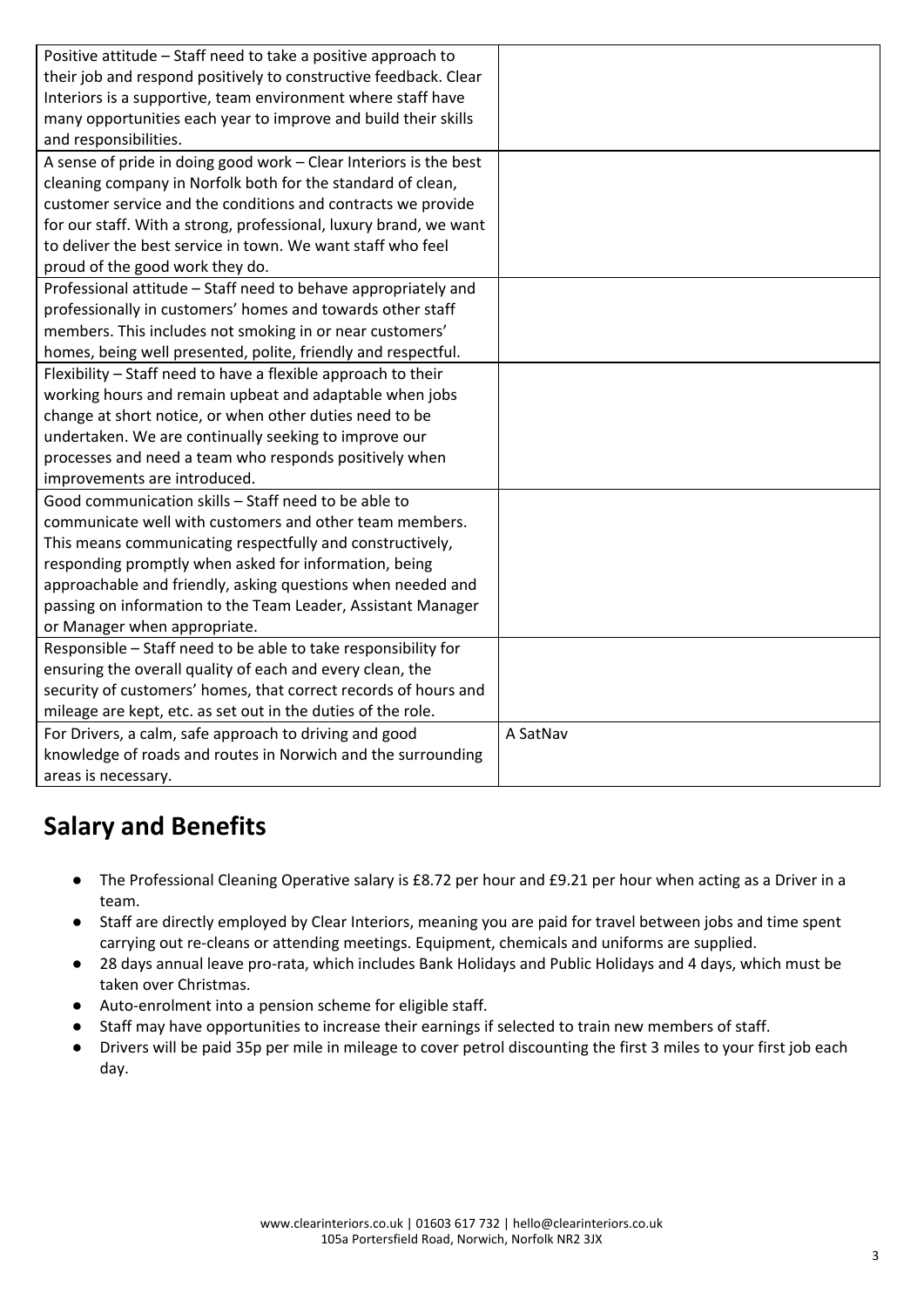| | |
|---|---|
| Positive attitude – Staff need to take a positive approach to their job and respond positively to constructive feedback. Clear Interiors is a supportive, team environment where staff have many opportunities each year to improve and build their skills and responsibilities. | |
| A sense of pride in doing good work – Clear Interiors is the best cleaning company in Norfolk both for the standard of clean, customer service and the conditions and contracts we provide for our staff. With a strong, professional, luxury brand, we want to deliver the best service in town. We want staff who feel proud of the good work they do. | |
| Professional attitude – Staff need to behave appropriately and professionally in customers' homes and towards other staff members. This includes not smoking in or near customers' homes, being well presented, polite, friendly and respectful. | |
| Flexibility – Staff need to have a flexible approach to their working hours and remain upbeat and adaptable when jobs change at short notice, or when other duties need to be undertaken. We are continually seeking to improve our processes and need a team who responds positively when improvements are introduced. | |
| Good communication skills – Staff need to be able to communicate well with customers and other team members. This means communicating respectfully and constructively, responding promptly when asked for information, being approachable and friendly, asking questions when needed and passing on information to the Team Leader, Assistant Manager or Manager when appropriate. | |
| Responsible – Staff need to be able to take responsibility for ensuring the overall quality of each and every clean, the security of customers' homes, that correct records of hours and mileage are kept, etc. as set out in the duties of the role. | |
| For Drivers, a calm, safe approach to driving and good knowledge of roads and routes in Norwich and the surrounding areas is necessary. | A SatNav |

## Salary and Benefits

- The Professional Cleaning Operative salary is £8.72 per hour and £9.21 per hour when acting as a Driver in a team.
- Staff are directly employed by Clear Interiors, meaning you are paid for travel between jobs and time spent carrying out re-cleans or attending meetings. Equipment, chemicals and uniforms are supplied.
- 28 days annual leave pro-rata, which includes Bank Holidays and Public Holidays and 4 days, which must be taken over Christmas.
- Auto-enrolment into a pension scheme for eligible staff.
- Staff may have opportunities to increase their earnings if selected to train new members of staff.
- Drivers will be paid 35p per mile in mileage to cover petrol discounting the first 3 miles to your first job each day.

www.clearinteriors.co.uk | 01603 617 732 | hello@clearinteriors.co.uk
105a Portersfield Road, Norwich, Norfolk NR2 3JX